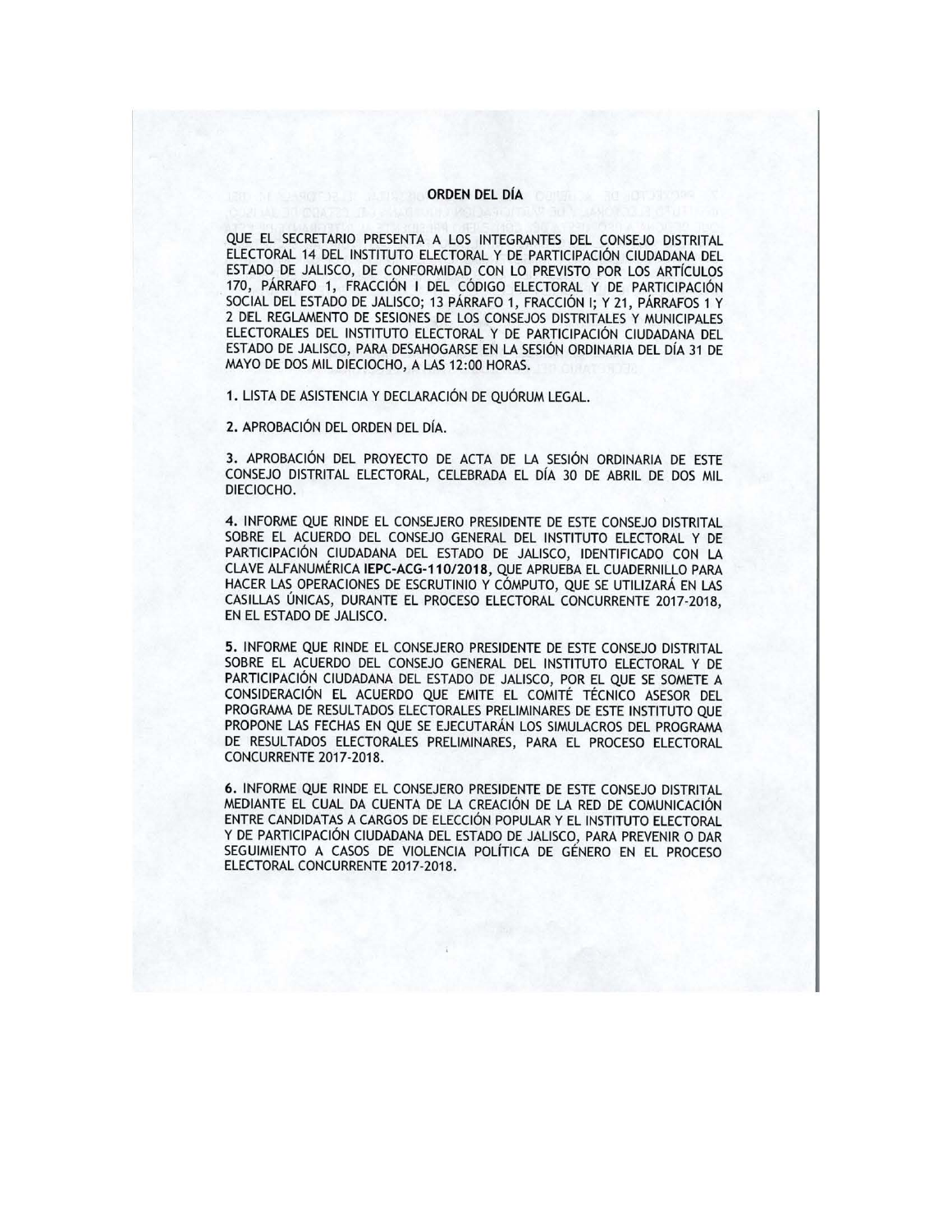## ORDEN DEL DÍA

QUE EL SECRETARIO PRESENTA A LOS INTEGRANTES DEL CONSEJO DISTRITAL ELECTORAL 14 DEL INSTITUTO ELECTORAL Y DE PARTICIPACIÓN CIUDADANA DEL ESTADO DE JALISCO, DE CONFORMIDAD CON LO PREVISTO POR LOS ARTÍCULOS 170, PÁRRAFO 1, FRACCIÓN I DEL CÓDIGO ELECTORAL Y DE PARTICIPACIÓN SOCIAL DEL ESTADO DE JALISCO; 13 PÁRRAFO 1, FRACCIÓN I; Y 21, PÁRRAFOS 1 Y 2 DEL REGLAMENTO DE SESIONES DE LOS CONSEJOS DISTRITALES Y MUNICIPALES ELECTORALES DEL INSTITUTO ELECTORAL Y DE PARTICIPACIÓN CIUDADANA DEL ESTADO DE JALISCO, PARA DESAHOGARSE EN LA SESIÓN ORDINARIA DEL DÍA 31 DE MAYO DE DOS MIL DIECIOCHO, A LAS 12:00 HORAS.

**1.** LISTA DE ASISTENCIA Y DECLARACIÓN DE QUÓRUM LEGAL.

**2.** APROBACIÓN DEL ORDEN DEL DÍA.

**3.** APROBACIÓN DEL PROYECTO DE ACTA DE LA SESIÓN ORDINARIA DE ESTE CONSEJO DISTRITAL ELECTORAL, CELEBRADA EL DÍA 30 DE ABRIL DE DOS MIL DIECIOCHO.

**4.** INFORME QUE RINDE EL CONSEJERO PRESIDENTE DE ESTE CONSEJO DISTRITAL SOBRE EL ACUERDO DEL CONSEJO GENERAL DEL INSTITUTO ELECTORAL Y DE PARTICIPACIÓN CIUDADANA DEL ESTADO DE JALISCO, IDENTIFICADO CON LA CLAVE ALFANUMÉRICA **IEPC-ACG-110/2018**, QUE APRUEBA EL CUADERNILLO PARA HACER LAS OPERACIONES DE ESCRUTINIO Y CÓMPUTO, QUE SE UTILIZARÁ EN LAS CASILLAS ÚNICAS, DURANTE EL PROCESO ELECTORAL CONCURRENTE 2017-2018, EN EL ESTADO DE JALISCO.

**5.** INFORME QUE RINDE EL CONSEJERO PRESIDENTE DE ESTE CONSEJO DISTRITAL SOBRE EL ACUERDO DEL CONSEJO GENERAL DEL INSTITUTO ELECTORAL Y DE PARTICIPACIÓN CIUDADANA DEL ESTADO DE JALISCO, POR EL QUE SE SOMETE A CONSIDERACIÓN EL ACUERDO QUE EMITE EL COMITÉ TÉCNICO ASESOR DEL PROGRAMA DE RESULTADOS ELECTORALES PRELIMINARES DE ESTE INSTITUTO QUE PROPONE LAS FECHAS EN QUE SE EJECUTARÁN LOS SIMULACROS DEL PROGRAMA DE RESULTADOS ELECTORALES PRELIMINARES, PARA EL PROCESO ELECTORAL CONCURRENTE 2017-2018.

**6.** INFORME QUE RINDE EL CONSEJERO PRESIDENTE DE ESTE CONSEJO DISTRITAL MEDIANTE EL CUAL DA CUENTA DE LA CREACIÓN DE LA RED DE COMUNICACIÓN ENTRE CANDIDATAS A CARGOS DE ELECCIÓN POPULAR Y EL INSTITUTO ELECTORAL Y DE PARTICIPACIÓN CIUDADANA DEL ESTADO DE JALISCO, PARA PREVENIR O DAR SEGUIMIENTO A CASOS DE VIOLENCIA POLÍTICA DE GÉNERO EN EL PROCESO ELECTORAL CONCURRENTE 2017-2018.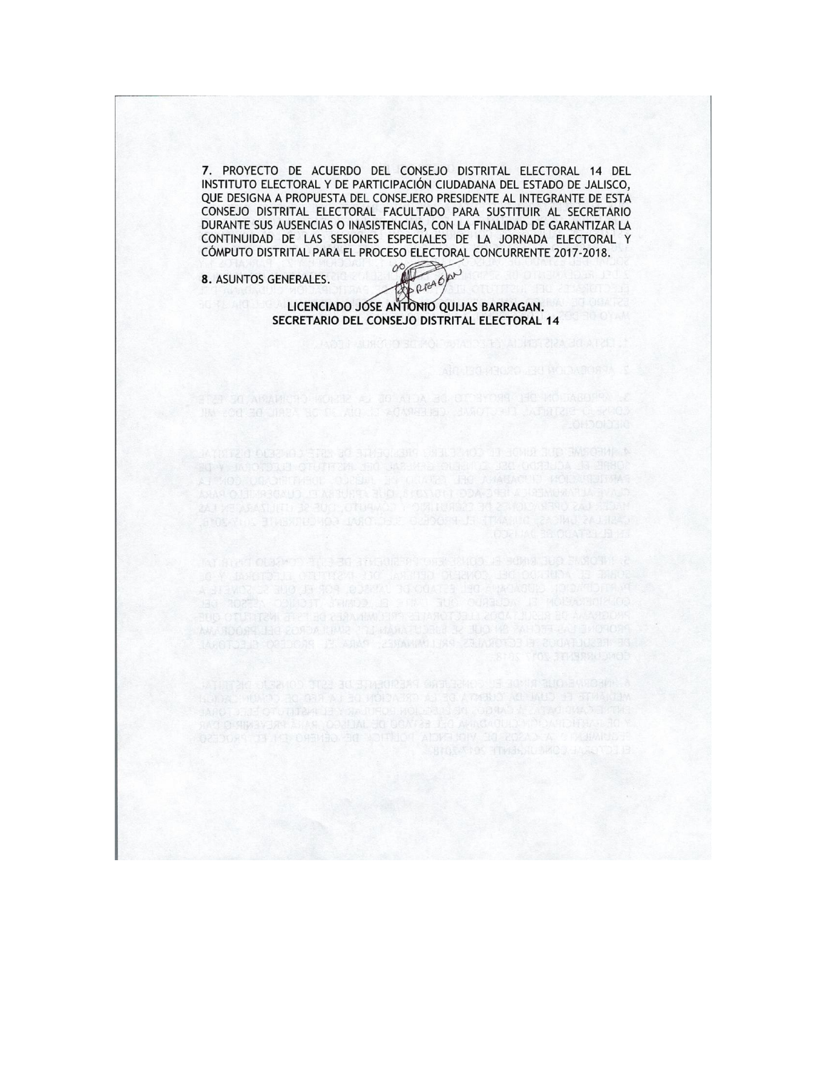7. PROYECTO DE ACUERDO DEL CONSEJO DISTRITAL ELECTORAL 14 DEL INSTITUTO ELECTORAL Y DE PARTICIPACIÓN CIUDADANA DEL ESTADO DE JALISCO, QUE DESIGNA A PROPUESTA DEL CONSEJERO PRESIDENTE AL INTEGRANTE DE ESTA CONSEJO DISTRITAL ELECTORAL FACULTADO PARA SUSTITUIR AL SECRETARIO DURANTE SUS AUSENCIAS O INASISTENCIAS, CON LA FINALIDAD DE GARANTIZAR LA CONTINUIDAD DE LAS SESIONES ESPECIALES DE LA JORNADA ELECTORAL Y CÓMPUTO DISTRITAL PARA EL PROCESO ELECTORAL CONCURRENTE 2017-2018.

8. ASUNTOS GENERALES.

**LICENCIADO JOSE ANTONIO QUIJAS BARRAGAN.**
**SECRETARIO DEL CONSEJO DISTRITAL ELECTORAL 14**